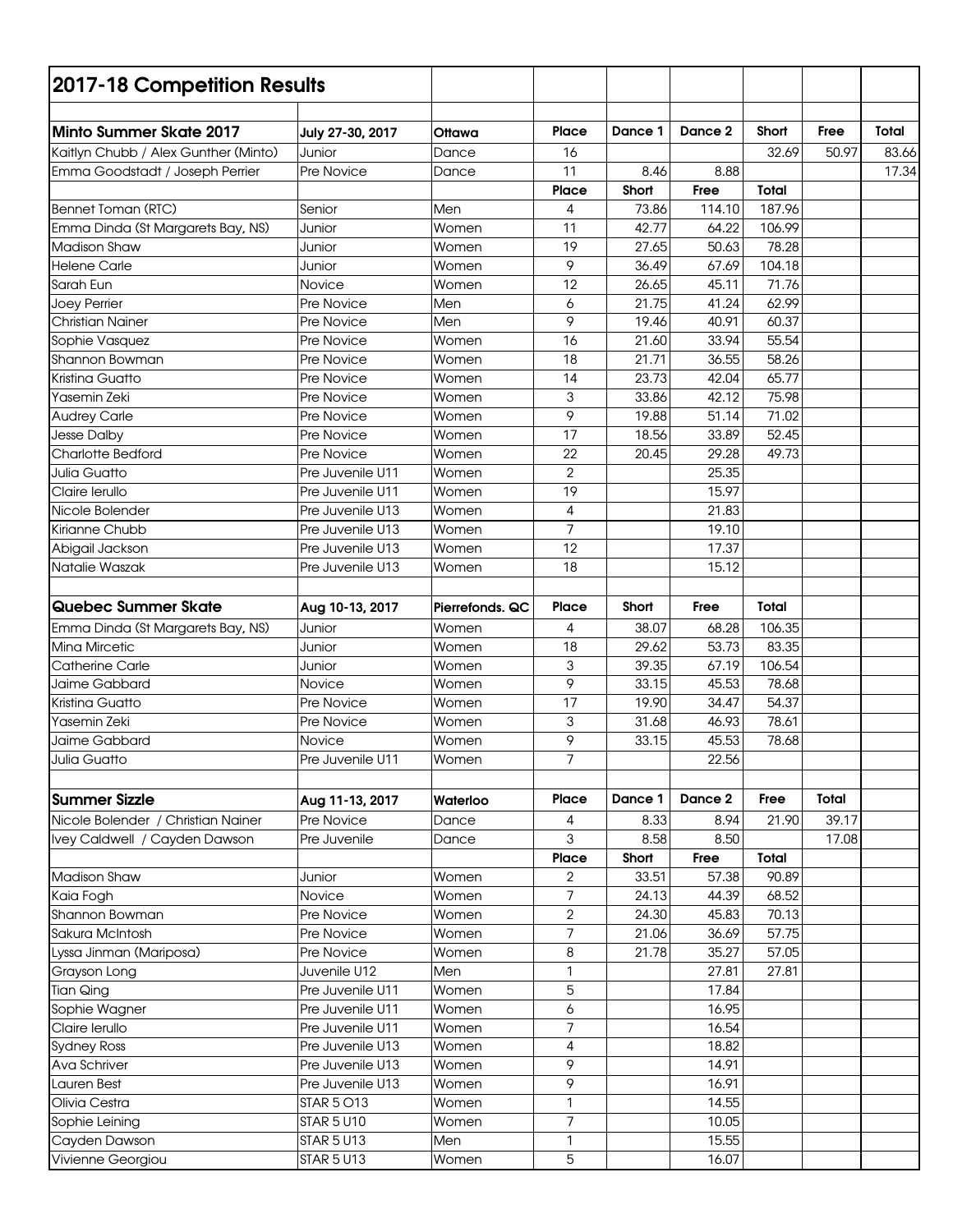## 2017-18 Competition Results

| Minto Summer Skate 2017 | July 27-30, 2017 | Ottawa | Place | Dance 1 | Dance 2 | Short | Free | Total |
|---|---|---|---|---|---|---|---|---|
| Kaitlyn Chubb / Alex Gunther (Minto) | Junior | Dance | 16 | | | 32.69 | 50.97 | 83.66 |
| Emma Goodstadt / Joseph Perrier | Pre Novice | Dance | 11 | 8.46 | 8.88 | | | 17.34 |
| | | | Place | Short | Free | Total | | |
| Bennet Toman (RTC) | Senior | Men | 4 | 73.86 | 114.10 | 187.96 | | |
| Emma Dinda (St Margarets Bay, NS) | Junior | Women | 11 | 42.77 | 64.22 | 106.99 | | |
| Madison Shaw | Junior | Women | 19 | 27.65 | 50.63 | 78.28 | | |
| Helene Carle | Junior | Women | 9 | 36.49 | 67.69 | 104.18 | | |
| Sarah Eun | Novice | Women | 12 | 26.65 | 45.11 | 71.76 | | |
| Joey Perrier | Pre Novice | Men | 6 | 21.75 | 41.24 | 62.99 | | |
| Christian Nainer | Pre Novice | Men | 9 | 19.46 | 40.91 | 60.37 | | |
| Sophie Vasquez | Pre Novice | Women | 16 | 21.60 | 33.94 | 55.54 | | |
| Shannon Bowman | Pre Novice | Women | 18 | 21.71 | 36.55 | 58.26 | | |
| Kristina Guatto | Pre Novice | Women | 14 | 23.73 | 42.04 | 65.77 | | |
| Yasemin Zeki | Pre Novice | Women | 3 | 33.86 | 42.12 | 75.98 | | |
| Audrey Carle | Pre Novice | Women | 9 | 19.88 | 51.14 | 71.02 | | |
| Jesse Dalby | Pre Novice | Women | 17 | 18.56 | 33.89 | 52.45 | | |
| Charlotte Bedford | Pre Novice | Women | 22 | 20.45 | 29.28 | 49.73 | | |
| Julia Guatto | Pre Juvenile U11 | Women | 2 | | 25.35 | | | |
| Claire Ierullo | Pre Juvenile U11 | Women | 19 | | 15.97 | | | |
| Nicole Bolender | Pre Juvenile U13 | Women | 4 | | 21.83 | | | |
| Kirianne Chubb | Pre Juvenile U13 | Women | 7 | | 19.10 | | | |
| Abigail Jackson | Pre Juvenile U13 | Women | 12 | | 17.37 | | | |
| Natalie Waszak | Pre Juvenile U13 | Women | 18 | | 15.12 | | | |
| | | | | | | | | |
| **Quebec Summer Skate** | **Aug 10-13, 2017** | **Pierrefonds. QC** | **Place** | **Short** | **Free** | **Total** | | |
| Emma Dinda (St Margarets Bay, NS) | Junior | Women | 4 | 38.07 | 68.28 | 106.35 | | |
| Mina Mircetic | Junior | Women | 18 | 29.62 | 53.73 | 83.35 | | |
| Catherine Carle | Junior | Women | 3 | 39.35 | 67.19 | 106.54 | | |
| Jaime Gabbard | Novice | Women | 9 | 33.15 | 45.53 | 78.68 | | |
| Kristina Guatto | Pre Novice | Women | 17 | 19.90 | 34.47 | 54.37 | | |
| Yasemin Zeki | Pre Novice | Women | 3 | 31.68 | 46.93 | 78.61 | | |
| Jaime Gabbard | Novice | Women | 9 | 33.15 | 45.53 | 78.68 | | |
| Julia Guatto | Pre Juvenile U11 | Women | 7 | | 22.56 | | | |
| | | | | | | | | |
| **Summer Sizzle** | **Aug 11-13, 2017** | **Waterloo** | **Place** | **Dance 1** | **Dance 2** | **Free** | **Total** | |
| Nicole Bolender / Christian Nainer | Pre Novice | Dance | 4 | 8.33 | 8.94 | 21.90 | 39.17 | |
| Ivey Caldwell / Cayden Dawson | Pre Juvenile | Dance | 3 | 8.58 | 8.50 | | 17.08 | |
| | | | Place | Short | Free | Total | | |
| Madison Shaw | Junior | Women | 2 | 33.51 | 57.38 | 90.89 | | |
| Kaia Fogh | Novice | Women | 7 | 24.13 | 44.39 | 68.52 | | |
| Shannon Bowman | Pre Novice | Women | 2 | 24.30 | 45.83 | 70.13 | | |
| Sakura McIntosh | Pre Novice | Women | 7 | 21.06 | 36.69 | 57.75 | | |
| Lyssa Jinman (Mariposa) | Pre Novice | Women | 8 | 21.78 | 35.27 | 57.05 | | |
| Grayson Long | Juvenile U12 | Men | 1 | | 27.81 | 27.81 | | |
| Tian Qing | Pre Juvenile U11 | Women | 5 | | 17.84 | | | |
| Sophie Wagner | Pre Juvenile U11 | Women | 6 | | 16.95 | | | |
| Claire Ierullo | Pre Juvenile U11 | Women | 7 | | 16.54 | | | |
| Sydney Ross | Pre Juvenile U13 | Women | 4 | | 18.82 | | | |
| Ava Schriver | Pre Juvenile U13 | Women | 9 | | 14.91 | | | |
| Lauren Best | Pre Juvenile U13 | Women | 9 | | 16.91 | | | |
| Olivia Cestra | STAR 5 O13 | Women | 1 | | 14.55 | | | |
| Sophie Leining | STAR 5 U10 | Women | 7 | | 10.05 | | | |
| Cayden Dawson | STAR 5 U13 | Men | 1 | | 15.55 | | | |
| Vivienne Georgiou | STAR 5 U13 | Women | 5 | | 16.07 | | | |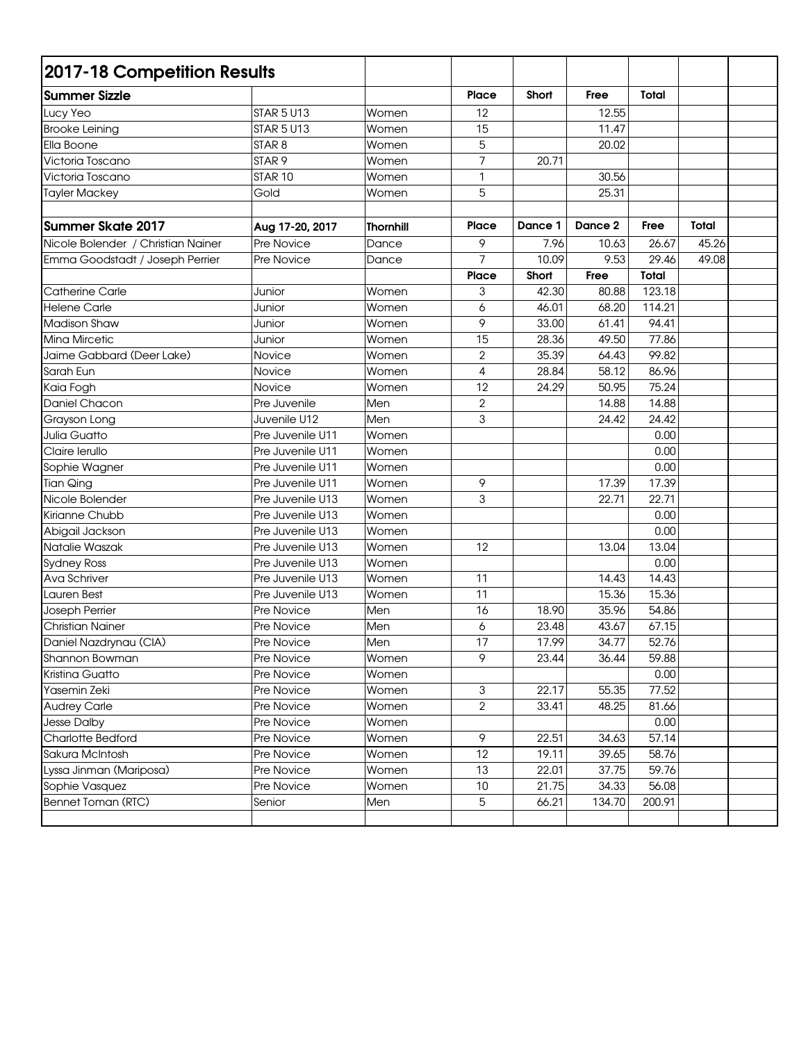## 2017-18 Competition Results

| Summer Sizzle | | | Place | Short | Free | Total | | |
|---|---|---|---|---|---|---|---|---|
| Lucy Yeo | STAR 5 U13 | Women | 12 | | 12.55 | | | |
| Brooke Leining | STAR 5 U13 | Women | 15 | | 11.47 | | | |
| Ella Boone | STAR 8 | Women | 5 | | 20.02 | | | |
| Victoria Toscano | STAR 9 | Women | 7 | 20.71 | | | | |
| Victoria Toscano | STAR 10 | Women | 1 | | 30.56 | | | |
| Tayler Mackey | Gold | Women | 5 | | 25.31 | | | |
| | | | | | | | | |
| **Summer Skate 2017** | **Aug 17-20, 2017** | **Thornhill** | **Place** | **Dance 1** | **Dance 2** | **Free** | **Total** | |
| Nicole Bolender / Christian Nainer | Pre Novice | Dance | 9 | 7.96 | 10.63 | 26.67 | 45.26 | |
| Emma Goodstadt / Joseph Perrier | Pre Novice | Dance | 7 | 10.09 | 9.53 | 29.46 | 49.08 | |
| | | | **Place** | **Short** | **Free** | **Total** | | |
| Catherine Carle | Junior | Women | 3 | 42.30 | 80.88 | 123.18 | | |
| Helene Carle | Junior | Women | 6 | 46.01 | 68.20 | 114.21 | | |
| Madison Shaw | Junior | Women | 9 | 33.00 | 61.41 | 94.41 | | |
| Mina Mircetic | Junior | Women | 15 | 28.36 | 49.50 | 77.86 | | |
| Jaime Gabbard (Deer Lake) | Novice | Women | 2 | 35.39 | 64.43 | 99.82 | | |
| Sarah Eun | Novice | Women | 4 | 28.84 | 58.12 | 86.96 | | |
| Kaia Fogh | Novice | Women | 12 | 24.29 | 50.95 | 75.24 | | |
| Daniel Chacon | Pre Juvenile | Men | 2 | | 14.88 | 14.88 | | |
| Grayson Long | Juvenile U12 | Men | 3 | | 24.42 | 24.42 | | |
| Julia Guatto | Pre Juvenile U11 | Women | | | | 0.00 | | |
| Claire Ierullo | Pre Juvenile U11 | Women | | | | 0.00 | | |
| Sophie Wagner | Pre Juvenile U11 | Women | | | | 0.00 | | |
| Tian Qing | Pre Juvenile U11 | Women | 9 | | 17.39 | 17.39 | | |
| Nicole Bolender | Pre Juvenile U13 | Women | 3 | | 22.71 | 22.71 | | |
| Kirianne Chubb | Pre Juvenile U13 | Women | | | | 0.00 | | |
| Abigail Jackson | Pre Juvenile U13 | Women | | | | 0.00 | | |
| Natalie Waszak | Pre Juvenile U13 | Women | 12 | | 13.04 | 13.04 | | |
| Sydney Ross | Pre Juvenile U13 | Women | | | | 0.00 | | |
| Ava Schriver | Pre Juvenile U13 | Women | 11 | | 14.43 | 14.43 | | |
| Lauren Best | Pre Juvenile U13 | Women | 11 | | 15.36 | 15.36 | | |
| Joseph Perrier | Pre Novice | Men | 16 | 18.90 | 35.96 | 54.86 | | |
| Christian Nainer | Pre Novice | Men | 6 | 23.48 | 43.67 | 67.15 | | |
| Daniel Nazdrynau (CIA) | Pre Novice | Men | 17 | 17.99 | 34.77 | 52.76 | | |
| Shannon Bowman | Pre Novice | Women | 9 | 23.44 | 36.44 | 59.88 | | |
| Kristina Guatto | Pre Novice | Women | | | | 0.00 | | |
| Yasemin Zeki | Pre Novice | Women | 3 | 22.17 | 55.35 | 77.52 | | |
| Audrey Carle | Pre Novice | Women | 2 | 33.41 | 48.25 | 81.66 | | |
| Jesse Dalby | Pre Novice | Women | | | | 0.00 | | |
| Charlotte Bedford | Pre Novice | Women | 9 | 22.51 | 34.63 | 57.14 | | |
| Sakura McIntosh | Pre Novice | Women | 12 | 19.11 | 39.65 | 58.76 | | |
| Lyssa Jinman (Mariposa) | Pre Novice | Women | 13 | 22.01 | 37.75 | 59.76 | | |
| Sophie Vasquez | Pre Novice | Women | 10 | 21.75 | 34.33 | 56.08 | | |
| Bennet Toman (RTC) | Senior | Men | 5 | 66.21 | 134.70 | 200.91 | | |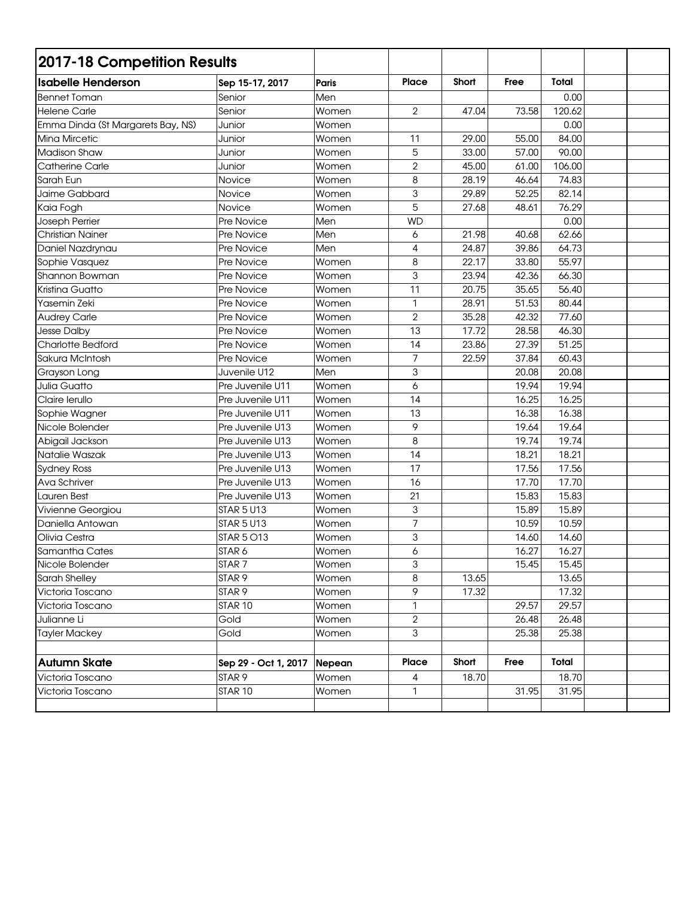## 2017-18 Competition Results

| Isabelle Henderson | Sep 15-17, 2017 | Paris | Place | Short | Free | Total | | |
|---|---|---|---|---|---|---|---|---|
| Bennet Toman | Senior | Men | | | | 0.00 | | |
| Helene Carle | Senior | Women | 2 | 47.04 | 73.58 | 120.62 | | |
| Emma Dinda (St Margarets Bay, NS) | Junior | Women | | | | 0.00 | | |
| Mina Mircetic | Junior | Women | 11 | 29.00 | 55.00 | 84.00 | | |
| Madison Shaw | Junior | Women | 5 | 33.00 | 57.00 | 90.00 | | |
| Catherine Carle | Junior | Women | 2 | 45.00 | 61.00 | 106.00 | | |
| Sarah Eun | Novice | Women | 8 | 28.19 | 46.64 | 74.83 | | |
| Jaime Gabbard | Novice | Women | 3 | 29.89 | 52.25 | 82.14 | | |
| Kaia Fogh | Novice | Women | 5 | 27.68 | 48.61 | 76.29 | | |
| Joseph Perrier | Pre Novice | Men | WD | | | 0.00 | | |
| Christian Nainer | Pre Novice | Men | 6 | 21.98 | 40.68 | 62.66 | | |
| Daniel Nazdrynau | Pre Novice | Men | 4 | 24.87 | 39.86 | 64.73 | | |
| Sophie Vasquez | Pre Novice | Women | 8 | 22.17 | 33.80 | 55.97 | | |
| Shannon Bowman | Pre Novice | Women | 3 | 23.94 | 42.36 | 66.30 | | |
| Kristina Guatto | Pre Novice | Women | 11 | 20.75 | 35.65 | 56.40 | | |
| Yasemin Zeki | Pre Novice | Women | 1 | 28.91 | 51.53 | 80.44 | | |
| Audrey Carle | Pre Novice | Women | 2 | 35.28 | 42.32 | 77.60 | | |
| Jesse Dalby | Pre Novice | Women | 13 | 17.72 | 28.58 | 46.30 | | |
| Charlotte Bedford | Pre Novice | Women | 14 | 23.86 | 27.39 | 51.25 | | |
| Sakura McIntosh | Pre Novice | Women | 7 | 22.59 | 37.84 | 60.43 | | |
| Grayson Long | Juvenile U12 | Men | 3 | | 20.08 | 20.08 | | |
| Julia Guatto | Pre Juvenile U11 | Women | 6 | | 19.94 | 19.94 | | |
| Claire Ierullo | Pre Juvenile U11 | Women | 14 | | 16.25 | 16.25 | | |
| Sophie Wagner | Pre Juvenile U11 | Women | 13 | | 16.38 | 16.38 | | |
| Nicole Bolender | Pre Juvenile U13 | Women | 9 | | 19.64 | 19.64 | | |
| Abigail Jackson | Pre Juvenile U13 | Women | 8 | | 19.74 | 19.74 | | |
| Natalie Waszak | Pre Juvenile U13 | Women | 14 | | 18.21 | 18.21 | | |
| Sydney Ross | Pre Juvenile U13 | Women | 17 | | 17.56 | 17.56 | | |
| Ava Schriver | Pre Juvenile U13 | Women | 16 | | 17.70 | 17.70 | | |
| Lauren Best | Pre Juvenile U13 | Women | 21 | | 15.83 | 15.83 | | |
| Vivienne Georgiou | STAR 5 U13 | Women | 3 | | 15.89 | 15.89 | | |
| Daniella Antowan | STAR 5 U13 | Women | 7 | | 10.59 | 10.59 | | |
| Olivia Cestra | STAR 5 O13 | Women | 3 | | 14.60 | 14.60 | | |
| Samantha Cates | STAR 6 | Women | 6 | | 16.27 | 16.27 | | |
| Nicole Bolender | STAR 7 | Women | 3 | | 15.45 | 15.45 | | |
| Sarah Shelley | STAR 9 | Women | 8 | 13.65 | | 13.65 | | |
| Victoria Toscano | STAR 9 | Women | 9 | 17.32 | | 17.32 | | |
| Victoria Toscano | STAR 10 | Women | 1 | | 29.57 | 29.57 | | |
| Julianne Li | Gold | Women | 2 | | 26.48 | 26.48 | | |
| Tayler Mackey | Gold | Women | 3 | | 25.38 | 25.38 | | |
| | | | | | | | | |
| **Autumn Skate** | **Sep 29 - Oct 1, 2017** | **Nepean** | **Place** | **Short** | **Free** | **Total** | | |
| Victoria Toscano | STAR 9 | Women | 4 | 18.70 | | 18.70 | | |
| Victoria Toscano | STAR 10 | Women | 1 | | 31.95 | 31.95 | | |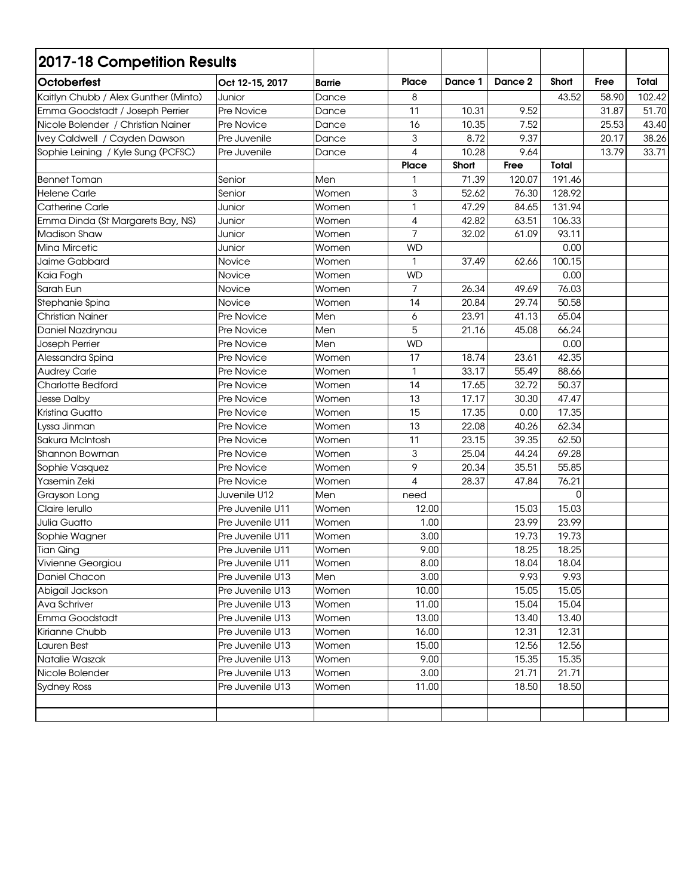## 2017-18 Competition Results

| Octoberfest | Oct 12-15, 2017 | Barrie | Place | Dance 1 | Dance 2 | Short | Free | Total |
|---|---|---|---|---|---|---|---|---|
| Kaitlyn Chubb / Alex Gunther (Minto) | Junior | Dance | 8 | | | 43.52 | 58.90 | 102.42 |
| Emma Goodstadt / Joseph Perrier | Pre Novice | Dance | 11 | 10.31 | 9.52 | | 31.87 | 51.70 |
| Nicole Bolender / Christian Nainer | Pre Novice | Dance | 16 | 10.35 | 7.52 | | 25.53 | 43.40 |
| Ivey Caldwell / Cayden Dawson | Pre Juvenile | Dance | 3 | 8.72 | 9.37 | | 20.17 | 38.26 |
| Sophie Leining / Kyle Sung (PCFSC) | Pre Juvenile | Dance | 4 | 10.28 | 9.64 | | 13.79 | 33.71 |
| | | | Place | Short | Free | Total | | |
| Bennet Toman | Senior | Men | 1 | 71.39 | 120.07 | 191.46 | | |
| Helene Carle | Senior | Women | 3 | 52.62 | 76.30 | 128.92 | | |
| Catherine Carle | Junior | Women | 1 | 47.29 | 84.65 | 131.94 | | |
| Emma Dinda (St Margarets Bay, NS) | Junior | Women | 4 | 42.82 | 63.51 | 106.33 | | |
| Madison Shaw | Junior | Women | 7 | 32.02 | 61.09 | 93.11 | | |
| Mina Mircetic | Junior | Women | WD | | | 0.00 | | |
| Jaime Gabbard | Novice | Women | 1 | 37.49 | 62.66 | 100.15 | | |
| Kaia Fogh | Novice | Women | WD | | | 0.00 | | |
| Sarah Eun | Novice | Women | 7 | 26.34 | 49.69 | 76.03 | | |
| Stephanie Spina | Novice | Women | 14 | 20.84 | 29.74 | 50.58 | | |
| Christian Nainer | Pre Novice | Men | 6 | 23.91 | 41.13 | 65.04 | | |
| Daniel Nazdrynau | Pre Novice | Men | 5 | 21.16 | 45.08 | 66.24 | | |
| Joseph Perrier | Pre Novice | Men | WD | | | 0.00 | | |
| Alessandra Spina | Pre Novice | Women | 17 | 18.74 | 23.61 | 42.35 | | |
| Audrey Carle | Pre Novice | Women | 1 | 33.17 | 55.49 | 88.66 | | |
| Charlotte Bedford | Pre Novice | Women | 14 | 17.65 | 32.72 | 50.37 | | |
| Jesse Dalby | Pre Novice | Women | 13 | 17.17 | 30.30 | 47.47 | | |
| Kristina Guatto | Pre Novice | Women | 15 | 17.35 | 0.00 | 17.35 | | |
| Lyssa Jinman | Pre Novice | Women | 13 | 22.08 | 40.26 | 62.34 | | |
| Sakura McIntosh | Pre Novice | Women | 11 | 23.15 | 39.35 | 62.50 | | |
| Shannon Bowman | Pre Novice | Women | 3 | 25.04 | 44.24 | 69.28 | | |
| Sophie Vasquez | Pre Novice | Women | 9 | 20.34 | 35.51 | 55.85 | | |
| Yasemin Zeki | Pre Novice | Women | 4 | 28.37 | 47.84 | 76.21 | | |
| Grayson Long | Juvenile U12 | Men | need | | | 0 | | |
| Claire Ierullo | Pre Juvenile U11 | Women | 12.00 | | 15.03 | 15.03 | | |
| Julia Guatto | Pre Juvenile U11 | Women | 1.00 | | 23.99 | 23.99 | | |
| Sophie Wagner | Pre Juvenile U11 | Women | 3.00 | | 19.73 | 19.73 | | |
| Tian Qing | Pre Juvenile U11 | Women | 9.00 | | 18.25 | 18.25 | | |
| Vivienne Georgiou | Pre Juvenile U11 | Women | 8.00 | | 18.04 | 18.04 | | |
| Daniel Chacon | Pre Juvenile U13 | Men | 3.00 | | 9.93 | 9.93 | | |
| Abigail Jackson | Pre Juvenile U13 | Women | 10.00 | | 15.05 | 15.05 | | |
| Ava Schriver | Pre Juvenile U13 | Women | 11.00 | | 15.04 | 15.04 | | |
| Emma Goodstadt | Pre Juvenile U13 | Women | 13.00 | | 13.40 | 13.40 | | |
| Kirianne Chubb | Pre Juvenile U13 | Women | 16.00 | | 12.31 | 12.31 | | |
| Lauren Best | Pre Juvenile U13 | Women | 15.00 | | 12.56 | 12.56 | | |
| Natalie Waszak | Pre Juvenile U13 | Women | 9.00 | | 15.35 | 15.35 | | |
| Nicole Bolender | Pre Juvenile U13 | Women | 3.00 | | 21.71 | 21.71 | | |
| Sydney Ross | Pre Juvenile U13 | Women | 11.00 | | 18.50 | 18.50 | | |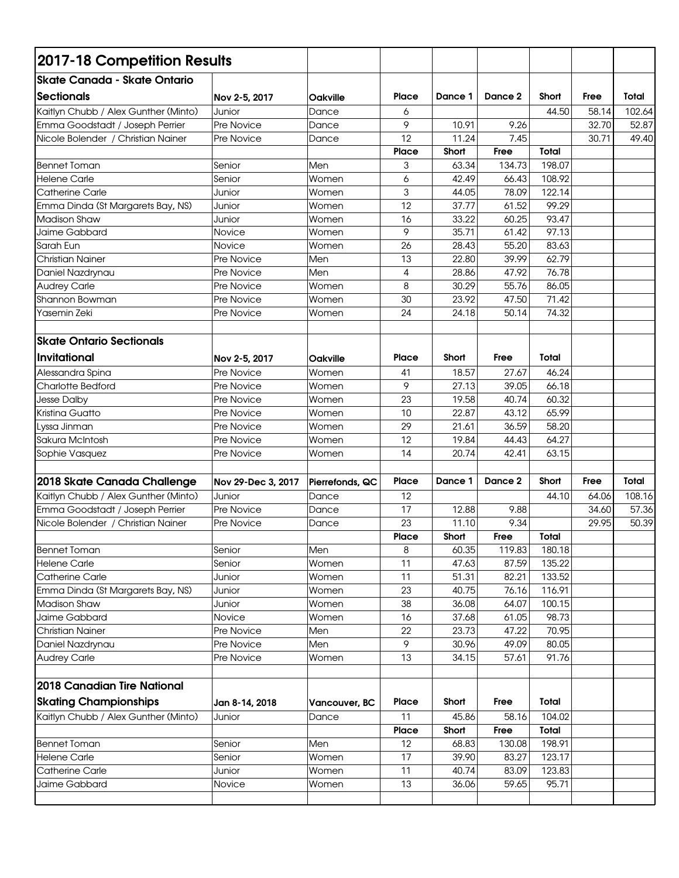## 2017-18 Competition Results

| Skate Canada - Skate Ontario Sectionals | Nov 2-5, 2017 | Oakville | Place | Dance 1 | Dance 2 | Short | Free | Total |
|---|---|---|---|---|---|---|---|---|
| Kaitlyn Chubb / Alex Gunther (Minto) | Junior | Dance | 6 | | | 44.50 | 58.14 | 102.64 |
| Emma Goodstadt / Joseph Perrier | Pre Novice | Dance | 9 | 10.91 | 9.26 | | 32.70 | 52.87 |
| Nicole Bolender / Christian Nainer | Pre Novice | Dance | 12 | 11.24 | 7.45 | | 30.71 | 49.40 |
| | | | Place | Short | Free | Total | | |
| Bennet Toman | Senior | Men | 3 | 63.34 | 134.73 | 198.07 | | |
| Helene Carle | Senior | Women | 6 | 42.49 | 66.43 | 108.92 | | |
| Catherine Carle | Junior | Women | 3 | 44.05 | 78.09 | 122.14 | | |
| Emma Dinda (St Margarets Bay, NS) | Junior | Women | 12 | 37.77 | 61.52 | 99.29 | | |
| Madison Shaw | Junior | Women | 16 | 33.22 | 60.25 | 93.47 | | |
| Jaime Gabbard | Novice | Women | 9 | 35.71 | 61.42 | 97.13 | | |
| Sarah Eun | Novice | Women | 26 | 28.43 | 55.20 | 83.63 | | |
| Christian Nainer | Pre Novice | Men | 13 | 22.80 | 39.99 | 62.79 | | |
| Daniel Nazdrynau | Pre Novice | Men | 4 | 28.86 | 47.92 | 76.78 | | |
| Audrey Carle | Pre Novice | Women | 8 | 30.29 | 55.76 | 86.05 | | |
| Shannon Bowman | Pre Novice | Women | 30 | 23.92 | 47.50 | 71.42 | | |
| Yasemin Zeki | Pre Novice | Women | 24 | 24.18 | 50.14 | 74.32 | | |

| Skate Ontario Sectionals Invitational | Nov 2-5, 2017 | Oakville | Place | Short | Free | Total |
|---|---|---|---|---|---|---|
| Alessandra Spina | Pre Novice | Women | 41 | 18.57 | 27.67 | 46.24 |
| Charlotte Bedford | Pre Novice | Women | 9 | 27.13 | 39.05 | 66.18 |
| Jesse Dalby | Pre Novice | Women | 23 | 19.58 | 40.74 | 60.32 |
| Kristina Guatto | Pre Novice | Women | 10 | 22.87 | 43.12 | 65.99 |
| Lyssa Jinman | Pre Novice | Women | 29 | 21.61 | 36.59 | 58.20 |
| Sakura McIntosh | Pre Novice | Women | 12 | 19.84 | 44.43 | 64.27 |
| Sophie Vasquez | Pre Novice | Women | 14 | 20.74 | 42.41 | 63.15 |

| 2018 Skate Canada Challenge | Nov 29-Dec 3, 2017 | Pierrefonds, QC | Place | Dance 1 | Dance 2 | Short | Free | Total |
|---|---|---|---|---|---|---|---|---|
| Kaitlyn Chubb / Alex Gunther (Minto) | Junior | Dance | 12 | | | 44.10 | 64.06 | 108.16 |
| Emma Goodstadt / Joseph Perrier | Pre Novice | Dance | 17 | 12.88 | 9.88 | | 34.60 | 57.36 |
| Nicole Bolender / Christian Nainer | Pre Novice | Dance | 23 | 11.10 | 9.34 | | 29.95 | 50.39 |
| | | | Place | Short | Free | Total | | |
| Bennet Toman | Senior | Men | 8 | 60.35 | 119.83 | 180.18 | | |
| Helene Carle | Senior | Women | 11 | 47.63 | 87.59 | 135.22 | | |
| Catherine Carle | Junior | Women | 11 | 51.31 | 82.21 | 133.52 | | |
| Emma Dinda (St Margarets Bay, NS) | Junior | Women | 23 | 40.75 | 76.16 | 116.91 | | |
| Madison Shaw | Junior | Women | 38 | 36.08 | 64.07 | 100.15 | | |
| Jaime Gabbard | Novice | Women | 16 | 37.68 | 61.05 | 98.73 | | |
| Christian Nainer | Pre Novice | Men | 22 | 23.73 | 47.22 | 70.95 | | |
| Daniel Nazdrynau | Pre Novice | Men | 9 | 30.96 | 49.09 | 80.05 | | |
| Audrey Carle | Pre Novice | Women | 13 | 34.15 | 57.61 | 91.76 | | |

| 2018 Canadian Tire National Skating Championships | Jan 8-14, 2018 | Vancouver, BC | Place | Short | Free | Total |
|---|---|---|---|---|---|---|
| Kaitlyn Chubb / Alex Gunther (Minto) | Junior | Dance | 11 | 45.86 | 58.16 | 104.02 |
| | | | Place | Short | Free | Total |
| Bennet Toman | Senior | Men | 12 | 68.83 | 130.08 | 198.91 |
| Helene Carle | Senior | Women | 17 | 39.90 | 83.27 | 123.17 |
| Catherine Carle | Junior | Women | 11 | 40.74 | 83.09 | 123.83 |
| Jaime Gabbard | Novice | Women | 13 | 36.06 | 59.65 | 95.71 |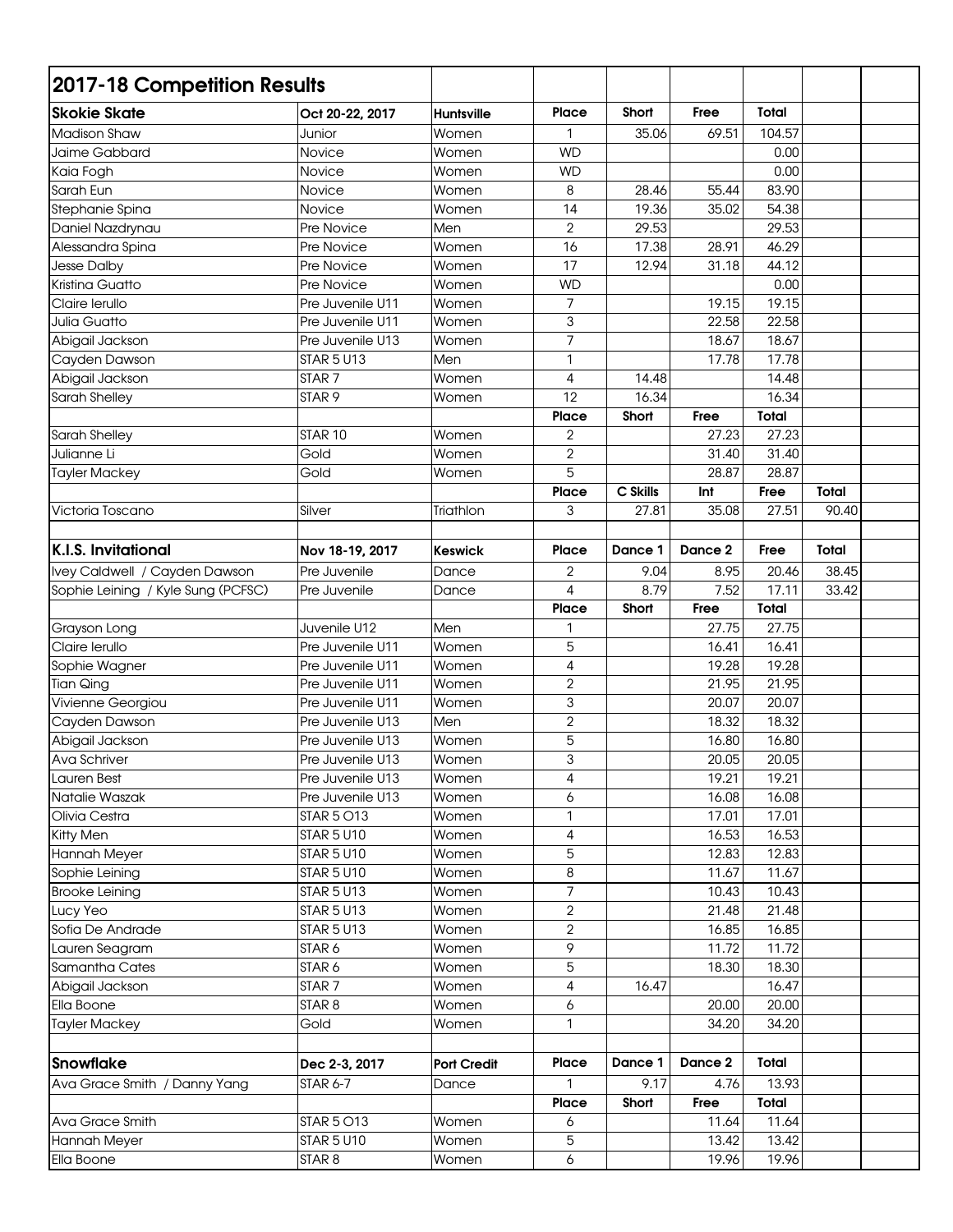# 2017-18 Competition Results

| Skokie Skate | Oct 20-22, 2017 | Huntsville | Place | Short | Free | Total | | |
|---|---|---|---|---|---|---|---|---|
| Madison Shaw | Junior | Women | 1 | 35.06 | 69.51 | 104.57 | | |
| Jaime Gabbard | Novice | Women | WD | | | 0.00 | | |
| Kaia Fogh | Novice | Women | WD | | | 0.00 | | |
| Sarah Eun | Novice | Women | 8 | 28.46 | 55.44 | 83.90 | | |
| Stephanie Spina | Novice | Women | 14 | 19.36 | 35.02 | 54.38 | | |
| Daniel Nazdrynau | Pre Novice | Men | 2 | 29.53 | | 29.53 | | |
| Alessandra Spina | Pre Novice | Women | 16 | 17.38 | 28.91 | 46.29 | | |
| Jesse Dalby | Pre Novice | Women | 17 | 12.94 | 31.18 | 44.12 | | |
| Kristina Guatto | Pre Novice | Women | WD | | | 0.00 | | |
| Claire Ierullo | Pre Juvenile U11 | Women | 7 | | 19.15 | 19.15 | | |
| Julia Guatto | Pre Juvenile U11 | Women | 3 | | 22.58 | 22.58 | | |
| Abigail Jackson | Pre Juvenile U13 | Women | 7 | | 18.67 | 18.67 | | |
| Cayden Dawson | STAR 5 U13 | Men | 1 | | 17.78 | 17.78 | | |
| Abigail Jackson | STAR 7 | Women | 4 | 14.48 | | 14.48 | | |
| Sarah Shelley | STAR 9 | Women | 12 | 16.34 | | 16.34 | | |
| | | | Place | Short | Free | Total | | |
| Sarah Shelley | STAR 10 | Women | 2 | | 27.23 | 27.23 | | |
| Julianne Li | Gold | Women | 2 | | 31.40 | 31.40 | | |
| Tayler Mackey | Gold | Women | 5 | | 28.87 | 28.87 | | |
| | | | Place | C Skills | Int | Free | Total | |
| Victoria Toscano | Silver | Triathlon | 3 | 27.81 | 35.08 | 27.51 | 90.40 | |
| | | | | | | | | |
| **K.I.S. Invitational** | **Nov 18-19, 2017** | **Keswick** | **Place** | **Dance 1** | **Dance 2** | **Free** | **Total** | |
| Ivey Caldwell / Cayden Dawson | Pre Juvenile | Dance | 2 | 9.04 | 8.95 | 20.46 | 38.45 | |
| Sophie Leining / Kyle Sung (PCFSC) | Pre Juvenile | Dance | 4 | 8.79 | 7.52 | 17.11 | 33.42 | |
| | | | Place | Short | Free | Total | | |
| Grayson Long | Juvenile U12 | Men | 1 | | 27.75 | 27.75 | | |
| Claire Ierullo | Pre Juvenile U11 | Women | 5 | | 16.41 | 16.41 | | |
| Sophie Wagner | Pre Juvenile U11 | Women | 4 | | 19.28 | 19.28 | | |
| Tian Qing | Pre Juvenile U11 | Women | 2 | | 21.95 | 21.95 | | |
| Vivienne Georgiou | Pre Juvenile U11 | Women | 3 | | 20.07 | 20.07 | | |
| Cayden Dawson | Pre Juvenile U13 | Men | 2 | | 18.32 | 18.32 | | |
| Abigail Jackson | Pre Juvenile U13 | Women | 5 | | 16.80 | 16.80 | | |
| Ava Schriver | Pre Juvenile U13 | Women | 3 | | 20.05 | 20.05 | | |
| Lauren Best | Pre Juvenile U13 | Women | 4 | | 19.21 | 19.21 | | |
| Natalie Waszak | Pre Juvenile U13 | Women | 6 | | 16.08 | 16.08 | | |
| Olivia Cestra | STAR 5 O13 | Women | 1 | | 17.01 | 17.01 | | |
| Kitty Men | STAR 5 U10 | Women | 4 | | 16.53 | 16.53 | | |
| Hannah Meyer | STAR 5 U10 | Women | 5 | | 12.83 | 12.83 | | |
| Sophie Leining | STAR 5 U10 | Women | 8 | | 11.67 | 11.67 | | |
| Brooke Leining | STAR 5 U13 | Women | 7 | | 10.43 | 10.43 | | |
| Lucy Yeo | STAR 5 U13 | Women | 2 | | 21.48 | 21.48 | | |
| Sofia De Andrade | STAR 5 U13 | Women | 2 | | 16.85 | 16.85 | | |
| Lauren Seagram | STAR 6 | Women | 9 | | 11.72 | 11.72 | | |
| Samantha Cates | STAR 6 | Women | 5 | | 18.30 | 18.30 | | |
| Abigail Jackson | STAR 7 | Women | 4 | 16.47 | | 16.47 | | |
| Ella Boone | STAR 8 | Women | 6 | | 20.00 | 20.00 | | |
| Tayler Mackey | Gold | Women | 1 | | 34.20 | 34.20 | | |
| | | | | | | | | |
| **Snowflake** | **Dec 2-3, 2017** | **Port Credit** | **Place** | **Dance 1** | **Dance 2** | **Total** | | |
| Ava Grace Smith / Danny Yang | STAR 6-7 | Dance | 1 | 9.17 | 4.76 | 13.93 | | |
| | | | Place | Short | Free | Total | | |
| Ava Grace Smith | STAR 5 O13 | Women | 6 | | 11.64 | 11.64 | | |
| Hannah Meyer | STAR 5 U10 | Women | 5 | | 13.42 | 13.42 | | |
| Ella Boone | STAR 8 | Women | 6 | | 19.96 | 19.96 | | |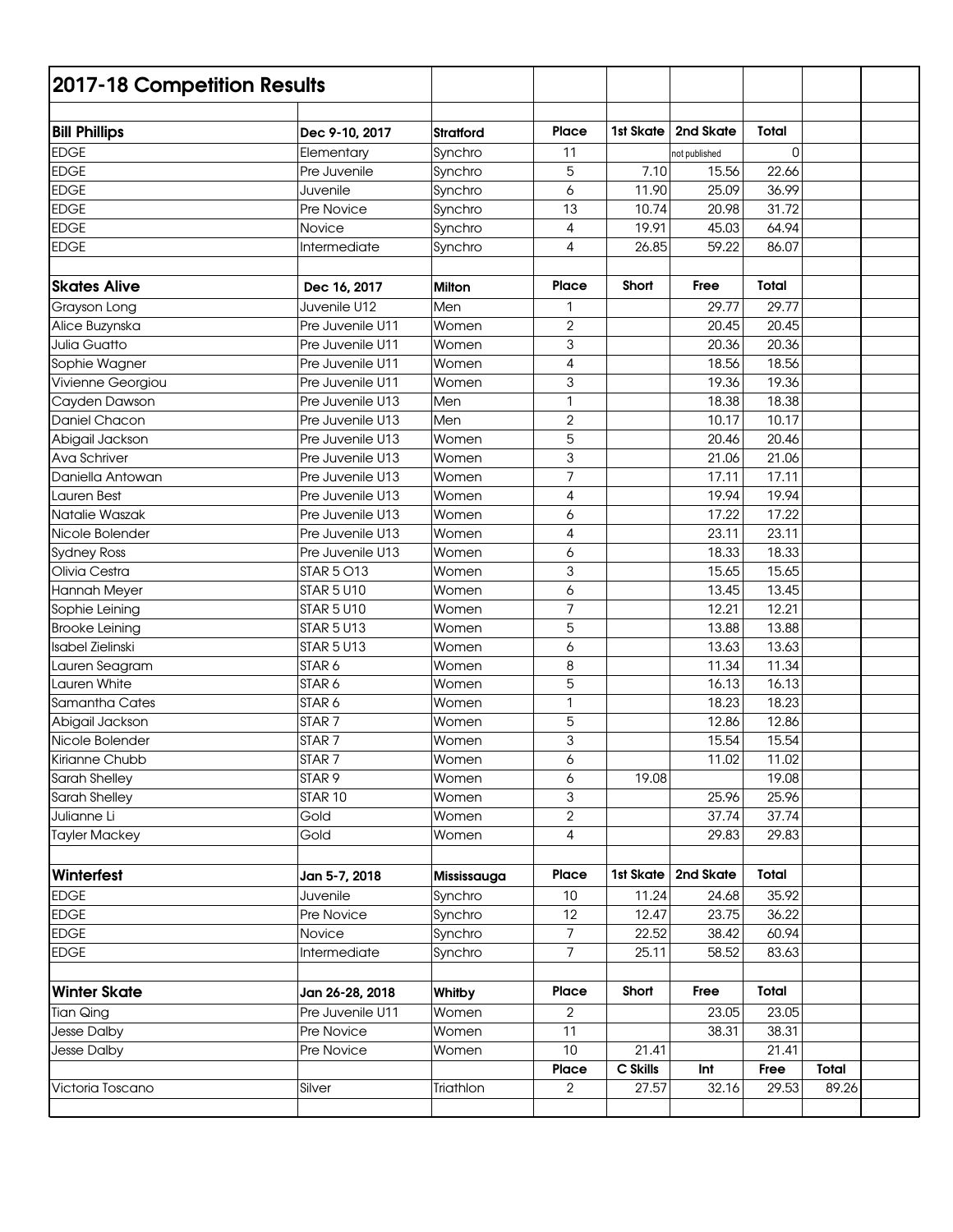## 2017-18 Competition Results

| | | | | | | | |
|---|---|---|---|---|---|---|---|
| **Bill Phillips** | **Dec 9-10, 2017** | **Stratford** | **Place** | **1st Skate** | **2nd Skate** | **Total** | |
| EDGE | Elementary | Synchro | 11 | | not published | 0 | |
| EDGE | Pre Juvenile | Synchro | 5 | 7.10 | 15.56 | 22.66 | |
| EDGE | Juvenile | Synchro | 6 | 11.90 | 25.09 | 36.99 | |
| EDGE | Pre Novice | Synchro | 13 | 10.74 | 20.98 | 31.72 | |
| EDGE | Novice | Synchro | 4 | 19.91 | 45.03 | 64.94 | |
| EDGE | Intermediate | Synchro | 4 | 26.85 | 59.22 | 86.07 | |
| | | | | | | | |
| **Skates Alive** | **Dec 16, 2017** | **Milton** | **Place** | **Short** | **Free** | **Total** | |
| Grayson Long | Juvenile U12 | Men | 1 | | 29.77 | 29.77 | |
| Alice Buzynska | Pre Juvenile U11 | Women | 2 | | 20.45 | 20.45 | |
| Julia Guatto | Pre Juvenile U11 | Women | 3 | | 20.36 | 20.36 | |
| Sophie Wagner | Pre Juvenile U11 | Women | 4 | | 18.56 | 18.56 | |
| Vivienne Georgiou | Pre Juvenile U11 | Women | 3 | | 19.36 | 19.36 | |
| Cayden Dawson | Pre Juvenile U13 | Men | 1 | | 18.38 | 18.38 | |
| Daniel Chacon | Pre Juvenile U13 | Men | 2 | | 10.17 | 10.17 | |
| Abigail Jackson | Pre Juvenile U13 | Women | 5 | | 20.46 | 20.46 | |
| Ava Schriver | Pre Juvenile U13 | Women | 3 | | 21.06 | 21.06 | |
| Daniella Antowan | Pre Juvenile U13 | Women | 7 | | 17.11 | 17.11 | |
| Lauren Best | Pre Juvenile U13 | Women | 4 | | 19.94 | 19.94 | |
| Natalie Waszak | Pre Juvenile U13 | Women | 6 | | 17.22 | 17.22 | |
| Nicole Bolender | Pre Juvenile U13 | Women | 4 | | 23.11 | 23.11 | |
| Sydney Ross | Pre Juvenile U13 | Women | 6 | | 18.33 | 18.33 | |
| Olivia Cestra | STAR 5 O13 | Women | 3 | | 15.65 | 15.65 | |
| Hannah Meyer | STAR 5 U10 | Women | 6 | | 13.45 | 13.45 | |
| Sophie Leining | STAR 5 U10 | Women | 7 | | 12.21 | 12.21 | |
| Brooke Leining | STAR 5 U13 | Women | 5 | | 13.88 | 13.88 | |
| Isabel Zielinski | STAR 5 U13 | Women | 6 | | 13.63 | 13.63 | |
| Lauren Seagram | STAR 6 | Women | 8 | | 11.34 | 11.34 | |
| Lauren White | STAR 6 | Women | 5 | | 16.13 | 16.13 | |
| Samantha Cates | STAR 6 | Women | 1 | | 18.23 | 18.23 | |
| Abigail Jackson | STAR 7 | Women | 5 | | 12.86 | 12.86 | |
| Nicole Bolender | STAR 7 | Women | 3 | | 15.54 | 15.54 | |
| Kirianne Chubb | STAR 7 | Women | 6 | | 11.02 | 11.02 | |
| Sarah Shelley | STAR 9 | Women | 6 | 19.08 | | 19.08 | |
| Sarah Shelley | STAR 10 | Women | 3 | | 25.96 | 25.96 | |
| Julianne Li | Gold | Women | 2 | | 37.74 | 37.74 | |
| Tayler Mackey | Gold | Women | 4 | | 29.83 | 29.83 | |
| | | | | | | | |
| **Winterfest** | **Jan 5-7, 2018** | **Mississauga** | **Place** | **1st Skate** | **2nd Skate** | **Total** | |
| EDGE | Juvenile | Synchro | 10 | 11.24 | 24.68 | 35.92 | |
| EDGE | Pre Novice | Synchro | 12 | 12.47 | 23.75 | 36.22 | |
| EDGE | Novice | Synchro | 7 | 22.52 | 38.42 | 60.94 | |
| EDGE | Intermediate | Synchro | 7 | 25.11 | 58.52 | 83.63 | |
| | | | | | | | |
| **Winter Skate** | **Jan 26-28, 2018** | **Whitby** | **Place** | **Short** | **Free** | **Total** | |
| Tian Qing | Pre Juvenile U11 | Women | 2 | | 23.05 | 23.05 | |
| Jesse Dalby | Pre Novice | Women | 11 | | 38.31 | 38.31 | |
| Jesse Dalby | Pre Novice | Women | 10 | 21.41 | | 21.41 | |
| | | | **Place** | **C Skills** | **Int** | **Free** | **Total** |
| Victoria Toscano | Silver | Triathlon | 2 | 27.57 | 32.16 | 29.53 | 89.26 |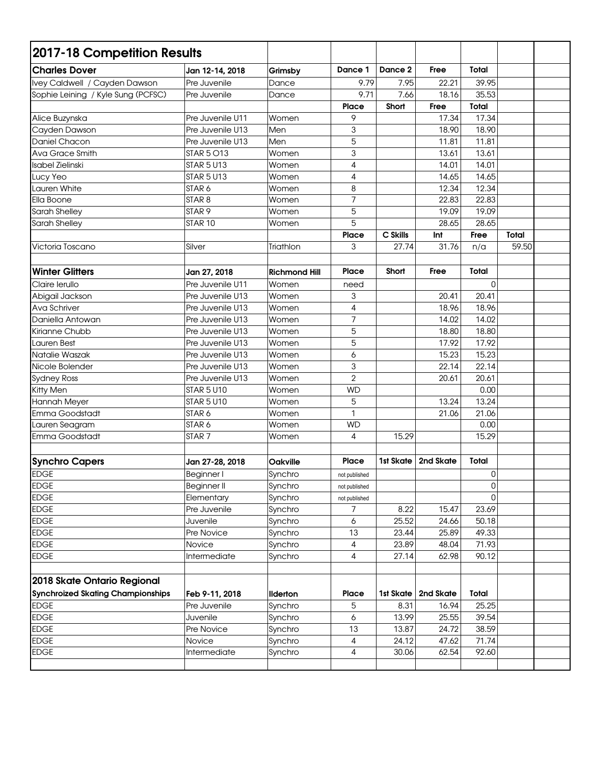## 2017-18 Competition Results

| Charles Dover | Jan 12-14, 2018 | Grimsby | Dance 1 | Dance 2 | Free | Total | | |
|---|---|---|---|---|---|---|---|---|
| Ivey Caldwell / Cayden Dawson | Pre Juvenile | Dance | 9.79 | 7.95 | 22.21 | 39.95 | | |
| Sophie Leining / Kyle Sung (PCFSC) | Pre Juvenile | Dance | 9.71 | 7.66 | 18.16 | 35.53 | | |
| | | | Place | Short | Free | Total | | |
| Alice Buzynska | Pre Juvenile U11 | Women | 9 | | 17.34 | 17.34 | | |
| Cayden Dawson | Pre Juvenile U13 | Men | 3 | | 18.90 | 18.90 | | |
| Daniel Chacon | Pre Juvenile U13 | Men | 5 | | 11.81 | 11.81 | | |
| Ava Grace Smith | STAR 5 O13 | Women | 3 | | 13.61 | 13.61 | | |
| Isabel Zielinski | STAR 5 U13 | Women | 4 | | 14.01 | 14.01 | | |
| Lucy Yeo | STAR 5 U13 | Women | 4 | | 14.65 | 14.65 | | |
| Lauren White | STAR 6 | Women | 8 | | 12.34 | 12.34 | | |
| Ella Boone | STAR 8 | Women | 7 | | 22.83 | 22.83 | | |
| Sarah Shelley | STAR 9 | Women | 5 | | 19.09 | 19.09 | | |
| Sarah Shelley | STAR 10 | Women | 5 | | 28.65 | 28.65 | | |
| | | | Place | C Skills | Int | Free | Total | |
| Victoria Toscano | Silver | Triathlon | 3 | 27.74 | 31.76 | n/a | 59.50 | |
| | | | | | | | | |
| **Winter Glitters** | **Jan 27, 2018** | **Richmond Hill** | **Place** | **Short** | **Free** | **Total** | | |
| Claire Ierullo | Pre Juvenile U11 | Women | need | | | 0 | | |
| Abigail Jackson | Pre Juvenile U13 | Women | 3 | | 20.41 | 20.41 | | |
| Ava Schriver | Pre Juvenile U13 | Women | 4 | | 18.96 | 18.96 | | |
| Daniella Antowan | Pre Juvenile U13 | Women | 7 | | 14.02 | 14.02 | | |
| Kirianne Chubb | Pre Juvenile U13 | Women | 5 | | 18.80 | 18.80 | | |
| Lauren Best | Pre Juvenile U13 | Women | 5 | | 17.92 | 17.92 | | |
| Natalie Waszak | Pre Juvenile U13 | Women | 6 | | 15.23 | 15.23 | | |
| Nicole Bolender | Pre Juvenile U13 | Women | 3 | | 22.14 | 22.14 | | |
| Sydney Ross | Pre Juvenile U13 | Women | 2 | | 20.61 | 20.61 | | |
| Kitty Men | STAR 5 U10 | Women | WD | | | 0.00 | | |
| Hannah Meyer | STAR 5 U10 | Women | 5 | | 13.24 | 13.24 | | |
| Emma Goodstadt | STAR 6 | Women | 1 | | 21.06 | 21.06 | | |
| Lauren Seagram | STAR 6 | Women | WD | | | 0.00 | | |
| Emma Goodstadt | STAR 7 | Women | 4 | 15.29 | | 15.29 | | |
| | | | | | | | | |
| **Synchro Capers** | **Jan 27-28, 2018** | **Oakville** | **Place** | **1st Skate** | **2nd Skate** | **Total** | | |
| EDGE | Beginner I | Synchro | not published | | | 0 | | |
| EDGE | Beginner II | Synchro | not published | | | 0 | | |
| EDGE | Elementary | Synchro | not published | | | 0 | | |
| EDGE | Pre Juvenile | Synchro | 7 | 8.22 | 15.47 | 23.69 | | |
| EDGE | Juvenile | Synchro | 6 | 25.52 | 24.66 | 50.18 | | |
| EDGE | Pre Novice | Synchro | 13 | 23.44 | 25.89 | 49.33 | | |
| EDGE | Novice | Synchro | 4 | 23.89 | 48.04 | 71.93 | | |
| EDGE | Intermediate | Synchro | 4 | 27.14 | 62.98 | 90.12 | | |
| | | | | | | | | |
| **2018 Skate Ontario Regional Synchroized Skating Championships** | **Feb 9-11, 2018** | **Ilderton** | **Place** | **1st Skate** | **2nd Skate** | **Total** | | |
| EDGE | Pre Juvenile | Synchro | 5 | 8.31 | 16.94 | 25.25 | | |
| EDGE | Juvenile | Synchro | 6 | 13.99 | 25.55 | 39.54 | | |
| EDGE | Pre Novice | Synchro | 13 | 13.87 | 24.72 | 38.59 | | |
| EDGE | Novice | Synchro | 4 | 24.12 | 47.62 | 71.74 | | |
| EDGE | Intermediate | Synchro | 4 | 30.06 | 62.54 | 92.60 | | |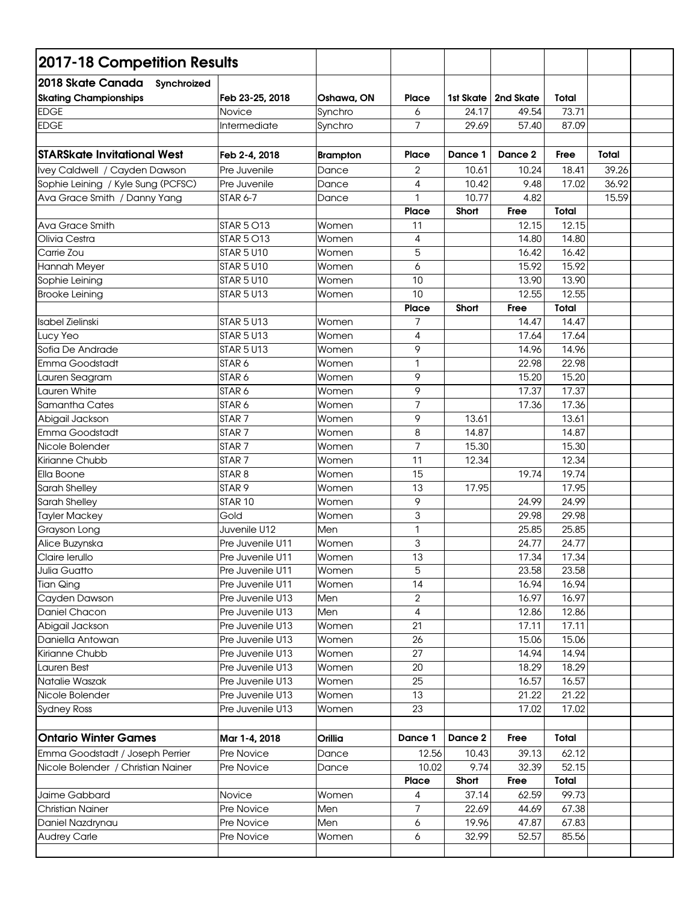| 2017-18 Competition Results | | | | | | | | |
|---|---|---|---|---|---|---|---|---|
| **2018 Skate Canada Synchronized Skating Championships** | **Feb 23-25, 2018** | **Oshawa, ON** | **Place** | **1st Skate** | **2nd Skate** | **Total** | | |
| EDGE | Novice | Synchro | 6 | 24.17 | 49.54 | 73.71 | | |
| EDGE | Intermediate | Synchro | 7 | 29.69 | 57.40 | 87.09 | | |
| | | | | | | | | |
| **STARSkate Invitational West** | **Feb 2-4, 2018** | **Brampton** | **Place** | **Dance 1** | **Dance 2** | **Free** | **Total** | |
| Ivey Caldwell / Cayden Dawson | Pre Juvenile | Dance | 2 | 10.61 | 10.24 | 18.41 | 39.26 | |
| Sophie Leining / Kyle Sung (PCFSC) | Pre Juvenile | Dance | 4 | 10.42 | 9.48 | 17.02 | 36.92 | |
| Ava Grace Smith / Danny Yang | STAR 6-7 | Dance | 1 | 10.77 | 4.82 | | 15.59 | |
| | | | **Place** | **Short** | **Free** | **Total** | | |
| Ava Grace Smith | STAR 5 O13 | Women | 11 | | 12.15 | 12.15 | | |
| Olivia Cestra | STAR 5 O13 | Women | 4 | | 14.80 | 14.80 | | |
| Carrie Zou | STAR 5 U10 | Women | 5 | | 16.42 | 16.42 | | |
| Hannah Meyer | STAR 5 U10 | Women | 6 | | 15.92 | 15.92 | | |
| Sophie Leining | STAR 5 U10 | Women | 10 | | 13.90 | 13.90 | | |
| Brooke Leining | STAR 5 U13 | Women | 10 | | 12.55 | 12.55 | | |
| | | | **Place** | **Short** | **Free** | **Total** | | |
| Isabel Zielinski | STAR 5 U13 | Women | 7 | | 14.47 | 14.47 | | |
| Lucy Yeo | STAR 5 U13 | Women | 4 | | 17.64 | 17.64 | | |
| Sofia De Andrade | STAR 5 U13 | Women | 9 | | 14.96 | 14.96 | | |
| Emma Goodstadt | STAR 6 | Women | 1 | | 22.98 | 22.98 | | |
| Lauren Seagram | STAR 6 | Women | 9 | | 15.20 | 15.20 | | |
| Lauren White | STAR 6 | Women | 9 | | 17.37 | 17.37 | | |
| Samantha Cates | STAR 6 | Women | 7 | | 17.36 | 17.36 | | |
| Abigail Jackson | STAR 7 | Women | 9 | 13.61 | | 13.61 | | |
| Emma Goodstadt | STAR 7 | Women | 8 | 14.87 | | 14.87 | | |
| Nicole Bolender | STAR 7 | Women | 7 | 15.30 | | 15.30 | | |
| Kirianne Chubb | STAR 7 | Women | 11 | 12.34 | | 12.34 | | |
| Ella Boone | STAR 8 | Women | 15 | | 19.74 | 19.74 | | |
| Sarah Shelley | STAR 9 | Women | 13 | 17.95 | | 17.95 | | |
| Sarah Shelley | STAR 10 | Women | 9 | | 24.99 | 24.99 | | |
| Tayler Mackey | Gold | Women | 3 | | 29.98 | 29.98 | | |
| Grayson Long | Juvenile U12 | Men | 1 | | 25.85 | 25.85 | | |
| Alice Buzynska | Pre Juvenile U11 | Women | 3 | | 24.77 | 24.77 | | |
| Claire Ierullo | Pre Juvenile U11 | Women | 13 | | 17.34 | 17.34 | | |
| Julia Guatto | Pre Juvenile U11 | Women | 5 | | 23.58 | 23.58 | | |
| Tian Qing | Pre Juvenile U11 | Women | 14 | | 16.94 | 16.94 | | |
| Cayden Dawson | Pre Juvenile U13 | Men | 2 | | 16.97 | 16.97 | | |
| Daniel Chacon | Pre Juvenile U13 | Men | 4 | | 12.86 | 12.86 | | |
| Abigail Jackson | Pre Juvenile U13 | Women | 21 | | 17.11 | 17.11 | | |
| Daniella Antowan | Pre Juvenile U13 | Women | 26 | | 15.06 | 15.06 | | |
| Kirianne Chubb | Pre Juvenile U13 | Women | 27 | | 14.94 | 14.94 | | |
| Lauren Best | Pre Juvenile U13 | Women | 20 | | 18.29 | 18.29 | | |
| Natalie Waszak | Pre Juvenile U13 | Women | 25 | | 16.57 | 16.57 | | |
| Nicole Bolender | Pre Juvenile U13 | Women | 13 | | 21.22 | 21.22 | | |
| Sydney Ross | Pre Juvenile U13 | Women | 23 | | 17.02 | 17.02 | | |
| | | | | | | | | |
| **Ontario Winter Games** | **Mar 1-4, 2018** | **Orillia** | **Dance 1** | **Dance 2** | **Free** | **Total** | | |
| Emma Goodstadt / Joseph Perrier | Pre Novice | Dance | 12.56 | 10.43 | 39.13 | 62.12 | | |
| Nicole Bolender / Christian Nainer | Pre Novice | Dance | 10.02 | 9.74 | 32.39 | 52.15 | | |
| | | | **Place** | **Short** | **Free** | **Total** | | |
| Jaime Gabbard | Novice | Women | 4 | 37.14 | 62.59 | 99.73 | | |
| Christian Nainer | Pre Novice | Men | 7 | 22.69 | 44.69 | 67.38 | | |
| Daniel Nazdrynau | Pre Novice | Men | 6 | 19.96 | 47.87 | 67.83 | | |
| Audrey Carle | Pre Novice | Women | 6 | 32.99 | 52.57 | 85.56 | | |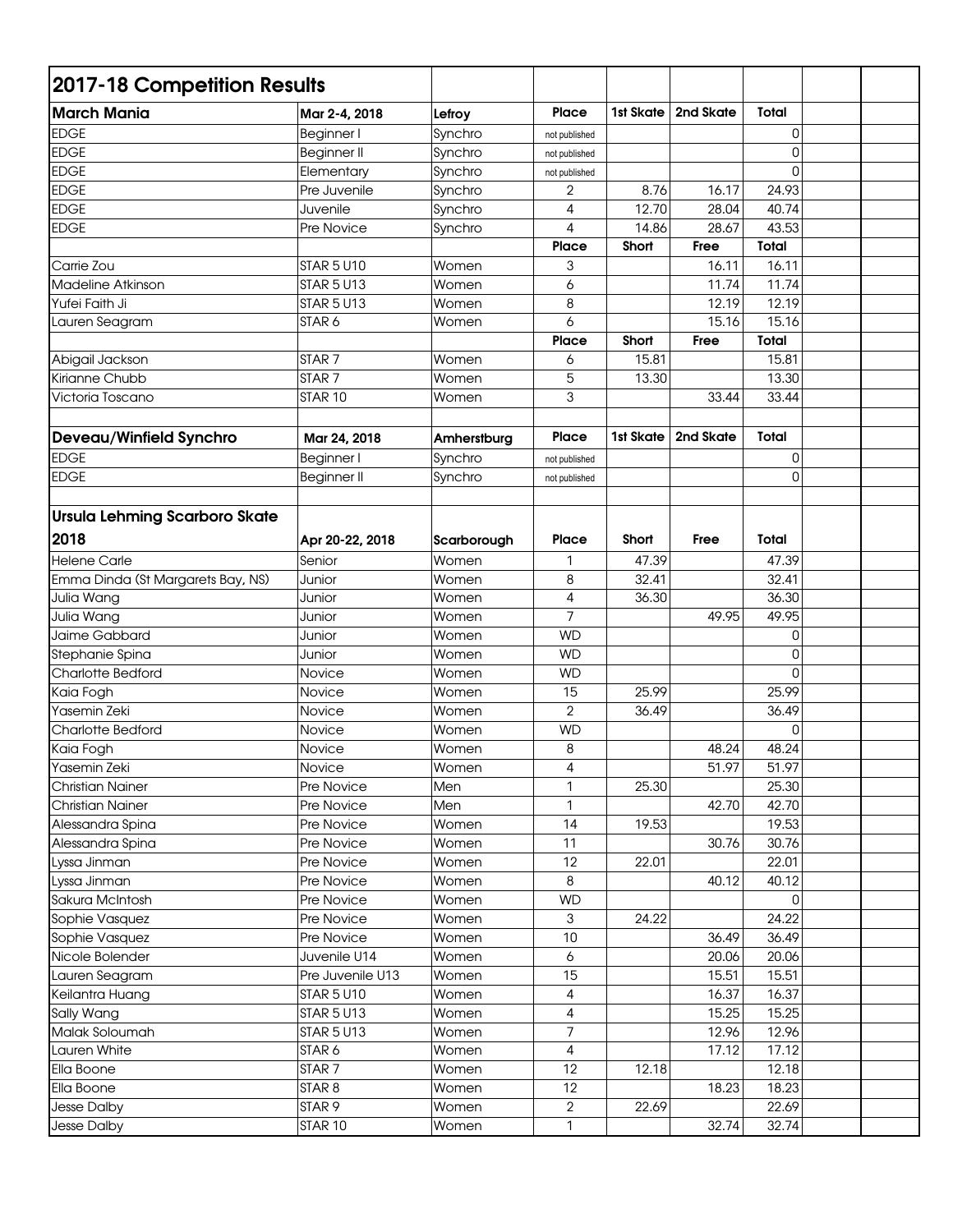| 2017-18 Competition Results | | | | | | | | |
|---|---|---|---|---|---|---|---|---|
| **March Mania** | **Mar 2-4, 2018** | **Lefroy** | **Place** | **1st Skate** | **2nd Skate** | **Total** | | |
| EDGE | Beginner I | Synchro | not published | | | 0 | | |
| EDGE | Beginner II | Synchro | not published | | | 0 | | |
| EDGE | Elementary | Synchro | not published | | | 0 | | |
| EDGE | Pre Juvenile | Synchro | 2 | 8.76 | 16.17 | 24.93 | | |
| EDGE | Juvenile | Synchro | 4 | 12.70 | 28.04 | 40.74 | | |
| EDGE | Pre Novice | Synchro | 4 | 14.86 | 28.67 | 43.53 | | |
| | | | **Place** | **Short** | **Free** | **Total** | | |
| Carrie Zou | STAR 5 U10 | Women | 3 | | 16.11 | 16.11 | | |
| Madeline Atkinson | STAR 5 U13 | Women | 6 | | 11.74 | 11.74 | | |
| Yufei Faith Ji | STAR 5 U13 | Women | 8 | | 12.19 | 12.19 | | |
| Lauren Seagram | STAR 6 | Women | 6 | | 15.16 | 15.16 | | |
| | | | **Place** | **Short** | **Free** | **Total** | | |
| Abigail Jackson | STAR 7 | Women | 6 | 15.81 | | 15.81 | | |
| Kirianne Chubb | STAR 7 | Women | 5 | 13.30 | | 13.30 | | |
| Victoria Toscano | STAR 10 | Women | 3 | | 33.44 | 33.44 | | |
| | | | | | | | | |
| **Deveau/Winfield Synchro** | **Mar 24, 2018** | **Amherstburg** | **Place** | **1st Skate** | **2nd Skate** | **Total** | | |
| EDGE | Beginner I | Synchro | not published | | | 0 | | |
| EDGE | Beginner II | Synchro | not published | | | 0 | | |
| | | | | | | | | |
| **Ursula Lehming Scarboro Skate 2018** | **Apr 20-22, 2018** | **Scarborough** | **Place** | **Short** | **Free** | **Total** | | |
| Helene Carle | Senior | Women | 1 | 47.39 | | 47.39 | | |
| Emma Dinda (St Margarets Bay, NS) | Junior | Women | 8 | 32.41 | | 32.41 | | |
| Julia Wang | Junior | Women | 4 | 36.30 | | 36.30 | | |
| Julia Wang | Junior | Women | 7 | | 49.95 | 49.95 | | |
| Jaime Gabbard | Junior | Women | WD | | | 0 | | |
| Stephanie Spina | Junior | Women | WD | | | 0 | | |
| Charlotte Bedford | Novice | Women | WD | | | 0 | | |
| Kaia Fogh | Novice | Women | 15 | 25.99 | | 25.99 | | |
| Yasemin Zeki | Novice | Women | 2 | 36.49 | | 36.49 | | |
| Charlotte Bedford | Novice | Women | WD | | | 0 | | |
| Kaia Fogh | Novice | Women | 8 | | 48.24 | 48.24 | | |
| Yasemin Zeki | Novice | Women | 4 | | 51.97 | 51.97 | | |
| Christian Nainer | Pre Novice | Men | 1 | 25.30 | | 25.30 | | |
| Christian Nainer | Pre Novice | Men | 1 | | 42.70 | 42.70 | | |
| Alessandra Spina | Pre Novice | Women | 14 | 19.53 | | 19.53 | | |
| Alessandra Spina | Pre Novice | Women | 11 | | 30.76 | 30.76 | | |
| Lyssa Jinman | Pre Novice | Women | 12 | 22.01 | | 22.01 | | |
| Lyssa Jinman | Pre Novice | Women | 8 | | 40.12 | 40.12 | | |
| Sakura McIntosh | Pre Novice | Women | WD | | | 0 | | |
| Sophie Vasquez | Pre Novice | Women | 3 | 24.22 | | 24.22 | | |
| Sophie Vasquez | Pre Novice | Women | 10 | | 36.49 | 36.49 | | |
| Nicole Bolender | Juvenile U14 | Women | 6 | | 20.06 | 20.06 | | |
| Lauren Seagram | Pre Juvenile U13 | Women | 15 | | 15.51 | 15.51 | | |
| Keilantra Huang | STAR 5 U10 | Women | 4 | | 16.37 | 16.37 | | |
| Sally Wang | STAR 5 U13 | Women | 4 | | 15.25 | 15.25 | | |
| Malak Soloumah | STAR 5 U13 | Women | 7 | | 12.96 | 12.96 | | |
| Lauren White | STAR 6 | Women | 4 | | 17.12 | 17.12 | | |
| Ella Boone | STAR 7 | Women | 12 | 12.18 | | 12.18 | | |
| Ella Boone | STAR 8 | Women | 12 | | 18.23 | 18.23 | | |
| Jesse Dalby | STAR 9 | Women | 2 | 22.69 | | 22.69 | | |
| Jesse Dalby | STAR 10 | Women | 1 | | 32.74 | 32.74 | | |